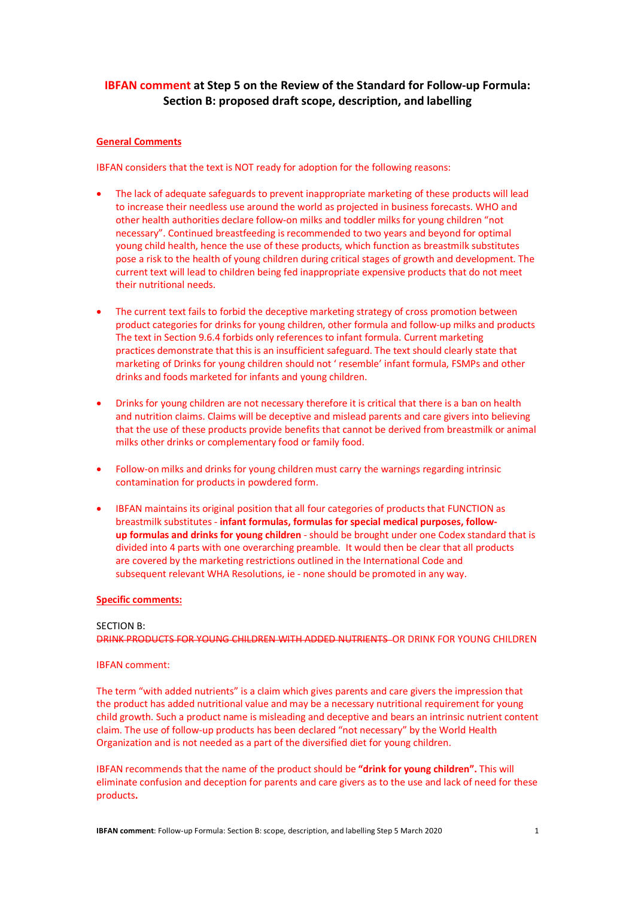# IBFAN comment at Step 5 on the Review of the Standard for Follow-up Formula: Section B: proposed draft scope, description, and labelling

## General Comments

IBFAN considers that the text is NOT ready for adoption for the following reasons:

- The lack of adequate safeguards to prevent inappropriate marketing of these products will lead to increase their needless use around the world as projected in business forecasts. WHO and other health authorities declare follow-on milks and toddler milks for young children "not necessary". Continued breastfeeding is recommended to two years and beyond for optimal young child health, hence the use of these products, which function as breastmilk substitutes pose a risk to the health of young children during critical stages of growth and development. The current text will lead to children being fed inappropriate expensive products that do not meet their nutritional needs.

- The current text fails to forbid the deceptive marketing strategy of cross promotion between product categories for drinks for young children, other formula and follow-up milks and products The text in Section 9.6.4 forbids only references to infant formula. Current marketing practices demonstrate that this is an insufficient safeguard. The text should clearly state that marketing of Drinks for young children should not ' resemble' infant formula, FSMPs and other drinks and foods marketed for infants and young children.

- Drinks for young children are not necessary therefore it is critical that there is a ban on health and nutrition claims. Claims will be deceptive and mislead parents and care givers into believing that the use of these products provide benefits that cannot be derived from breastmilk or animal milks other drinks or complementary food or family food.

- Follow-on milks and drinks for young children must carry the warnings regarding intrinsic contamination for products in powdered form.

- IBFAN maintains its original position that all four categories of products that FUNCTION as breastmilk substitutes - **infant formulas, formulas for special medical purposes, follow-up formulas and drinks for young children** - should be brought under one Codex standard that is divided into 4 parts with one overarching preamble. It would then be clear that all products are covered by the marketing restrictions outlined in the International Code and subsequent relevant WHA Resolutions, ie - none should be promoted in any way.

## Specific comments:

SECTION B:
~~DRINK PRODUCTS FOR YOUNG CHILDREN WITH ADDED NUTRIENTS~~ OR DRINK FOR YOUNG CHILDREN

IBFAN comment:

The term "with added nutrients" is a claim which gives parents and care givers the impression that the product has added nutritional value and may be a necessary nutritional requirement for young child growth. Such a product name is misleading and deceptive and bears an intrinsic nutrient content claim. The use of follow-up products has been declared "not necessary" by the World Health Organization and is not needed as a part of the diversified diet for young children.

IBFAN recommends that the name of the product should be **"drink for young children".** This will eliminate confusion and deception for parents and care givers as to the use and lack of need for these products**.**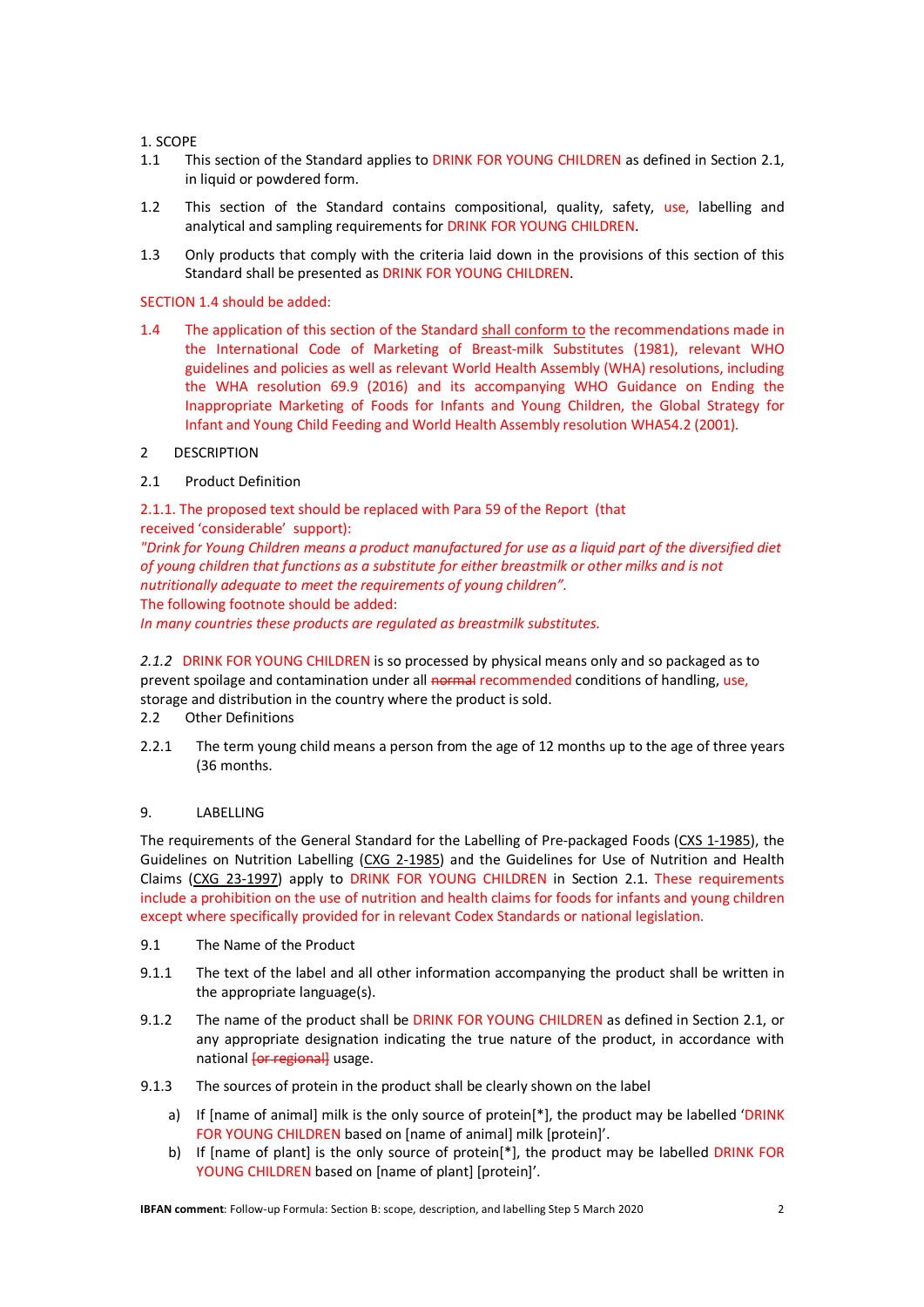1. SCOPE

1.1 This section of the Standard applies to DRINK FOR YOUNG CHILDREN as defined in Section 2.1, in liquid or powdered form.

1.2 This section of the Standard contains compositional, quality, safety, use, labelling and analytical and sampling requirements for DRINK FOR YOUNG CHILDREN.

1.3 Only products that comply with the criteria laid down in the provisions of this section of this Standard shall be presented as DRINK FOR YOUNG CHILDREN.

SECTION 1.4 should be added:

1.4 The application of this section of the Standard shall conform to the recommendations made in the International Code of Marketing of Breast-milk Substitutes (1981), relevant WHO guidelines and policies as well as relevant World Health Assembly (WHA) resolutions, including the WHA resolution 69.9 (2016) and its accompanying WHO Guidance on Ending the Inappropriate Marketing of Foods for Infants and Young Children, the Global Strategy for Infant and Young Child Feeding and World Health Assembly resolution WHA54.2 (2001).

2 DESCRIPTION

2.1 Product Definition

2.1.1. The proposed text should be replaced with Para 59 of the Report (that received 'considerable' support):

*"Drink for Young Children means a product manufactured for use as a liquid part of the diversified diet of young children that functions as a substitute for either breastmilk or other milks and is not nutritionally adequate to meet the requirements of young children".*

The following footnote should be added:

*In many countries these products are regulated as breastmilk substitutes.*

*2.1.2* DRINK FOR YOUNG CHILDREN is so processed by physical means only and so packaged as to prevent spoilage and contamination under all ~~normal~~ recommended conditions of handling, use, storage and distribution in the country where the product is sold.

2.2 Other Definitions

2.2.1 The term young child means a person from the age of 12 months up to the age of three years (36 months.

9. LABELLING

The requirements of the General Standard for the Labelling of Pre-packaged Foods (CXS 1-1985), the Guidelines on Nutrition Labelling (CXG 2-1985) and the Guidelines for Use of Nutrition and Health Claims (CXG 23-1997) apply to DRINK FOR YOUNG CHILDREN in Section 2.1. These requirements include a prohibition on the use of nutrition and health claims for foods for infants and young children except where specifically provided for in relevant Codex Standards or national legislation.

9.1 The Name of the Product

9.1.1 The text of the label and all other information accompanying the product shall be written in the appropriate language(s).

9.1.2 The name of the product shall be DRINK FOR YOUNG CHILDREN as defined in Section 2.1, or any appropriate designation indicating the true nature of the product, in accordance with national ~~[or regional]~~ usage.

9.1.3 The sources of protein in the product shall be clearly shown on the label

a) If [name of animal] milk is the only source of protein[*], the product may be labelled 'DRINK FOR YOUNG CHILDREN based on [name of animal] milk [protein]'.

b) If [name of plant] is the only source of protein[*], the product may be labelled DRINK FOR YOUNG CHILDREN based on [name of plant] [protein]'.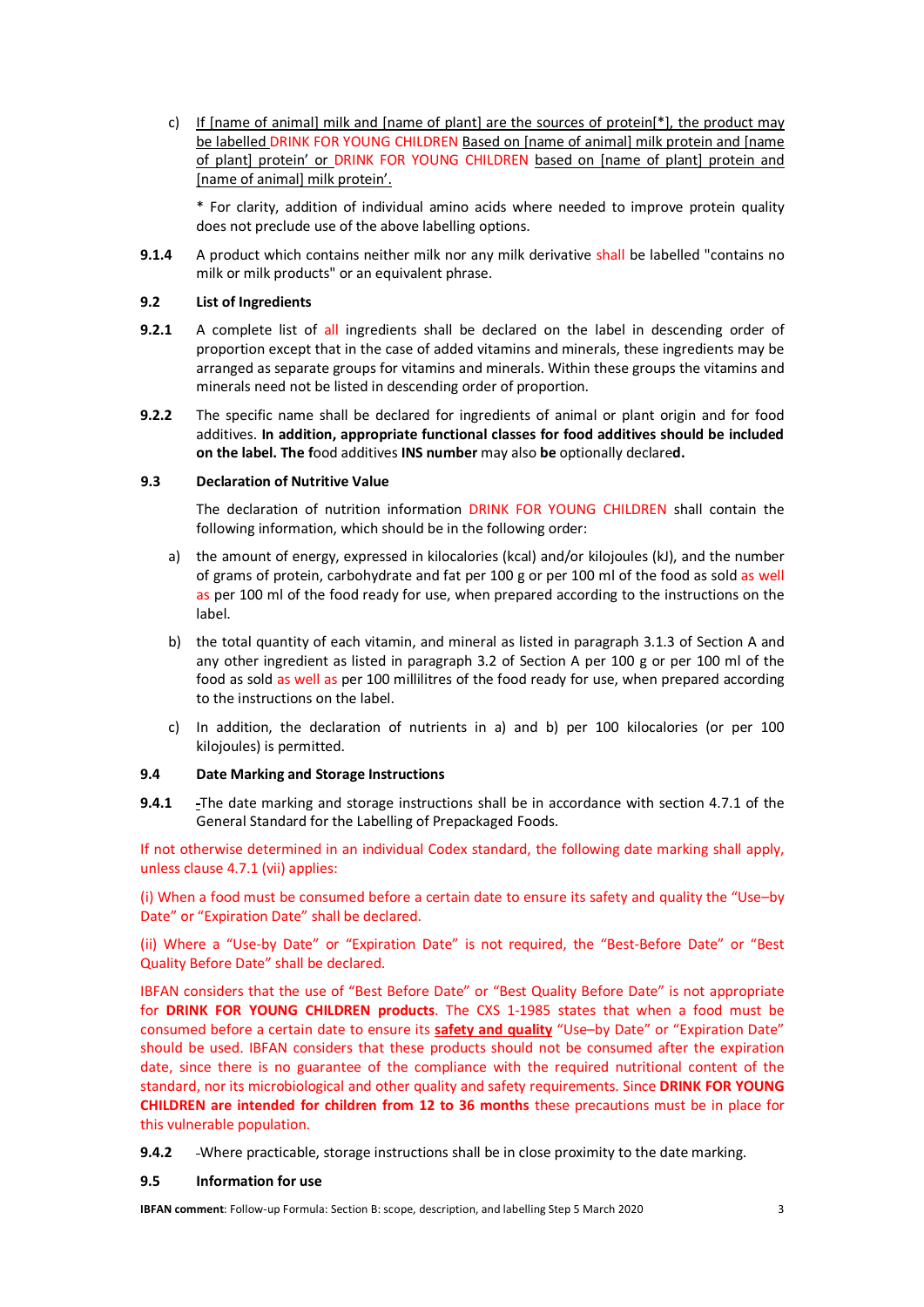c) If [name of animal] milk and [name of plant] are the sources of protein[*], the product may be labelled DRINK FOR YOUNG CHILDREN Based on [name of animal] milk protein and [name of plant] protein' or DRINK FOR YOUNG CHILDREN based on [name of plant] protein and [name of animal] milk protein'.

\* For clarity, addition of individual amino acids where needed to improve protein quality does not preclude use of the above labelling options.

**9.1.4** A product which contains neither milk nor any milk derivative shall be labelled "contains no milk or milk products" or an equivalent phrase.

**9.2 List of Ingredients**

**9.2.1** A complete list of all ingredients shall be declared on the label in descending order of proportion except that in the case of added vitamins and minerals, these ingredients may be arranged as separate groups for vitamins and minerals. Within these groups the vitamins and minerals need not be listed in descending order of proportion.

**9.2.2** The specific name shall be declared for ingredients of animal or plant origin and for food additives. **In addition, appropriate functional classes for food additives should be included on the label. The f**ood additives **INS number** may also **be** optionally declare**d.**

**9.3 Declaration of Nutritive Value**

The declaration of nutrition information DRINK FOR YOUNG CHILDREN shall contain the following information, which should be in the following order:

a) the amount of energy, expressed in kilocalories (kcal) and/or kilojoules (kJ), and the number of grams of protein, carbohydrate and fat per 100 g or per 100 ml of the food as sold as well as per 100 ml of the food ready for use, when prepared according to the instructions on the label.

b) the total quantity of each vitamin, and mineral as listed in paragraph 3.1.3 of Section A and any other ingredient as listed in paragraph 3.2 of Section A per 100 g or per 100 ml of the food as sold as well as per 100 millilitres of the food ready for use, when prepared according to the instructions on the label.

c) In addition, the declaration of nutrients in a) and b) per 100 kilocalories (or per 100 kilojoules) is permitted.

**9.4 Date Marking and Storage Instructions**

**9.4.1** -The date marking and storage instructions shall be in accordance with section 4.7.1 of the General Standard for the Labelling of Prepackaged Foods.

If not otherwise determined in an individual Codex standard, the following date marking shall apply, unless clause 4.7.1 (vii) applies:

(i) When a food must be consumed before a certain date to ensure its safety and quality the "Use–by Date" or "Expiration Date" shall be declared.

(ii) Where a "Use-by Date" or "Expiration Date" is not required, the "Best-Before Date" or "Best Quality Before Date" shall be declared.

IBFAN considers that the use of "Best Before Date" or "Best Quality Before Date" is not appropriate for **DRINK FOR YOUNG CHILDREN products**. The CXS 1-1985 states that when a food must be consumed before a certain date to ensure its **safety and quality** "Use–by Date" or "Expiration Date" should be used. IBFAN considers that these products should not be consumed after the expiration date, since there is no guarantee of the compliance with the required nutritional content of the standard, nor its microbiological and other quality and safety requirements. Since **DRINK FOR YOUNG CHILDREN are intended for children from 12 to 36 months** these precautions must be in place for this vulnerable population.

**9.4.2** -Where practicable, storage instructions shall be in close proximity to the date marking.

**9.5 Information for use**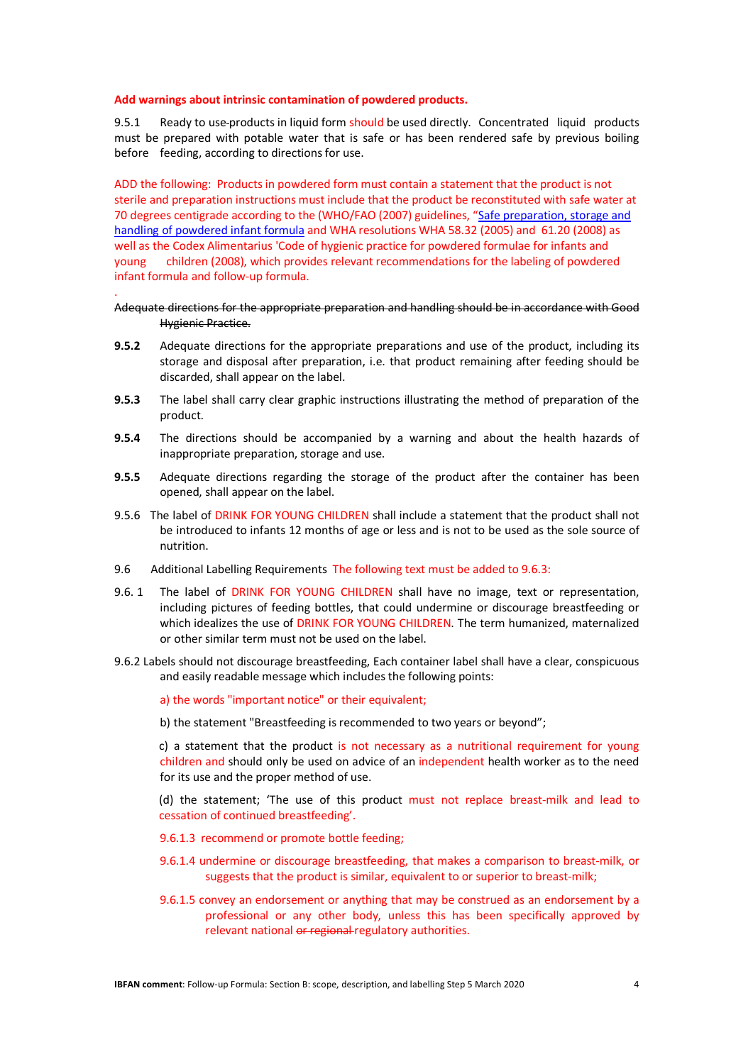**Add warnings about intrinsic contamination of powdered products.**

9.5.1 Ready to use products in liquid form should be used directly. Concentrated liquid products must be prepared with potable water that is safe or has been rendered safe by previous boiling before feeding, according to directions for use.

ADD the following: Products in powdered form must contain a statement that the product is not sterile and preparation instructions must include that the product be reconstituted with safe water at 70 degrees centigrade according to the (WHO/FAO (2007) guidelines, "Safe preparation, storage and handling of powdered infant formula and WHA resolutions WHA 58.32 (2005) and 61.20 (2008) as well as the Codex Alimentarius 'Code of hygienic practice for powdered formulae for infants and young children (2008), which provides relevant recommendations for the labeling of powdered infant formula and follow-up formula.

.

~~Adequate directions for the appropriate preparation and handling should be in accordance with Good Hygienic Practice.~~

**9.5.2** Adequate directions for the appropriate preparations and use of the product, including its storage and disposal after preparation, i.e. that product remaining after feeding should be discarded, shall appear on the label.

**9.5.3** The label shall carry clear graphic instructions illustrating the method of preparation of the product.

**9.5.4** The directions should be accompanied by a warning and about the health hazards of inappropriate preparation, storage and use.

**9.5.5** Adequate directions regarding the storage of the product after the container has been opened, shall appear on the label.

9.5.6 The label of DRINK FOR YOUNG CHILDREN shall include a statement that the product shall not be introduced to infants 12 months of age or less and is not to be used as the sole source of nutrition.

9.6 Additional Labelling Requirements The following text must be added to 9.6.3:

9.6. 1 The label of DRINK FOR YOUNG CHILDREN shall have no image, text or representation, including pictures of feeding bottles, that could undermine or discourage breastfeeding or which idealizes the use of DRINK FOR YOUNG CHILDREN. The term humanized, maternalized or other similar term must not be used on the label.

9.6.2 Labels should not discourage breastfeeding, Each container label shall have a clear, conspicuous and easily readable message which includes the following points:

a) the words "important notice" or their equivalent;

b) the statement "Breastfeeding is recommended to two years or beyond";

c) a statement that the product is not necessary as a nutritional requirement for young children and should only be used on advice of an independent health worker as to the need for its use and the proper method of use.

(d) the statement; 'The use of this product must not replace breast-milk and lead to cessation of continued breastfeeding'.

9.6.1.3 recommend or promote bottle feeding;

9.6.1.4 undermine or discourage breastfeeding, that makes a comparison to breast-milk, or suggests that the product is similar, equivalent to or superior to breast-milk;

9.6.1.5 convey an endorsement or anything that may be construed as an endorsement by a professional or any other body, unless this has been specifically approved by relevant national ~~or regional~~ regulatory authorities.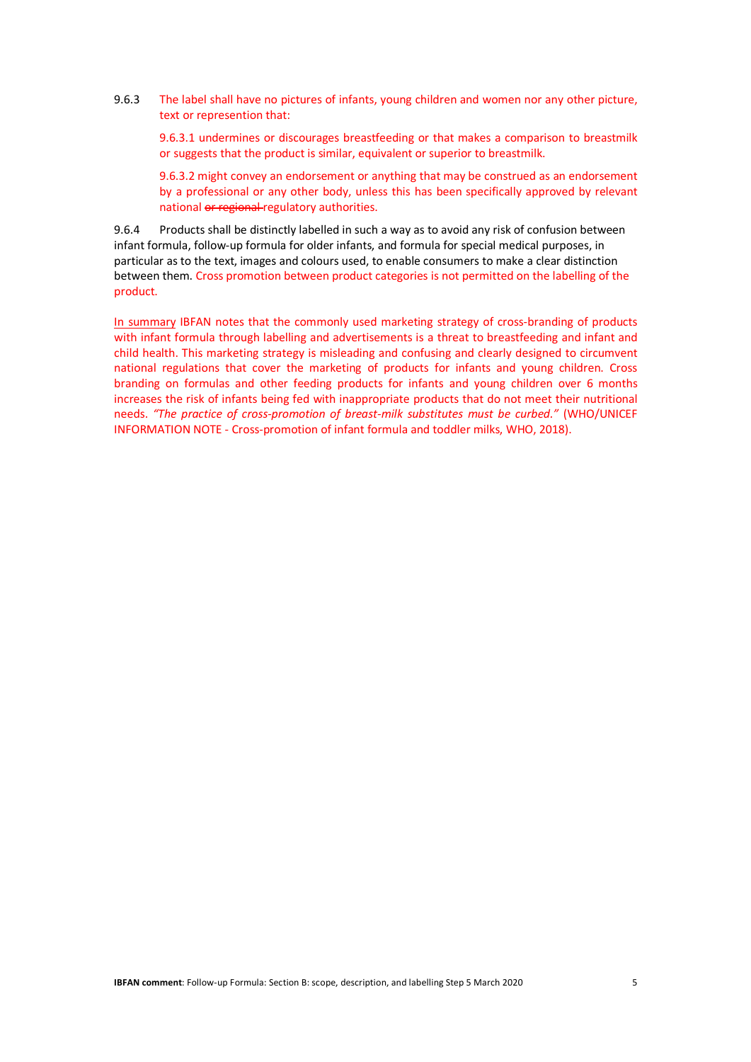9.6.3 The label shall have no pictures of infants, young children and women nor any other picture, text or represention that:

9.6.3.1 undermines or discourages breastfeeding or that makes a comparison to breastmilk or suggests that the product is similar, equivalent or superior to breastmilk.

9.6.3.2 might convey an endorsement or anything that may be construed as an endorsement by a professional or any other body, unless this has been specifically approved by relevant national ~~or regional~~ regulatory authorities.

9.6.4 Products shall be distinctly labelled in such a way as to avoid any risk of confusion between infant formula, follow-up formula for older infants, and formula for special medical purposes, in particular as to the text, images and colours used, to enable consumers to make a clear distinction between them. Cross promotion between product categories is not permitted on the labelling of the product.

<u>In summary</u> IBFAN notes that the commonly used marketing strategy of cross-branding of products with infant formula through labelling and advertisements is a threat to breastfeeding and infant and child health. This marketing strategy is misleading and confusing and clearly designed to circumvent national regulations that cover the marketing of products for infants and young children. Cross branding on formulas and other feeding products for infants and young children over 6 months increases the risk of infants being fed with inappropriate products that do not meet their nutritional needs. *"The practice of cross-promotion of breast-milk substitutes must be curbed."* (WHO/UNICEF INFORMATION NOTE - Cross-promotion of infant formula and toddler milks, WHO, 2018).